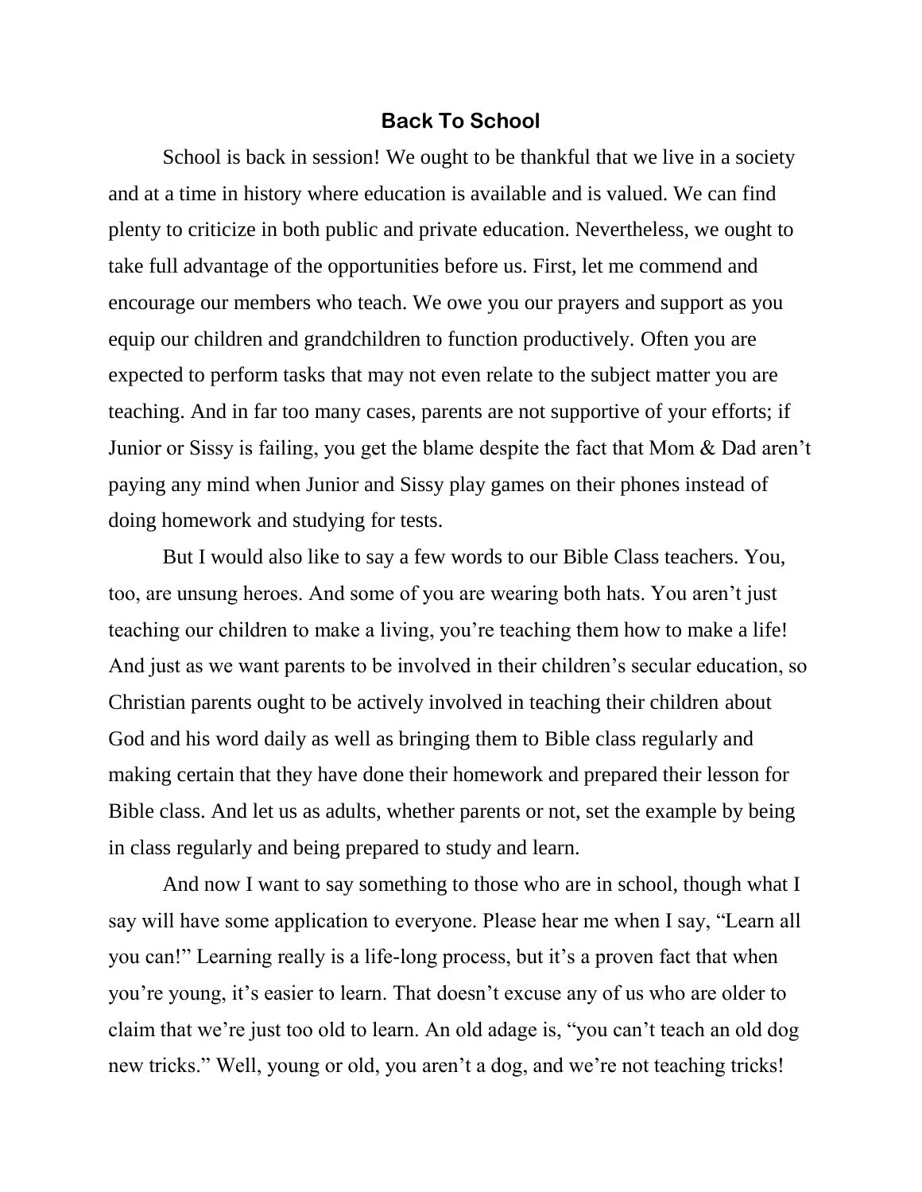# Back To School

School is back in session! We ought to be thankful that we live in a society and at a time in history where education is available and is valued. We can find plenty to criticize in both public and private education. Nevertheless, we ought to take full advantage of the opportunities before us. First, let me commend and encourage our members who teach. We owe you our prayers and support as you equip our children and grandchildren to function productively. Often you are expected to perform tasks that may not even relate to the subject matter you are teaching. And in far too many cases, parents are not supportive of your efforts; if Junior or Sissy is failing, you get the blame despite the fact that Mom & Dad aren't paying any mind when Junior and Sissy play games on their phones instead of doing homework and studying for tests.

But I would also like to say a few words to our Bible Class teachers. You, too, are unsung heroes. And some of you are wearing both hats. You aren't just teaching our children to make a living, you're teaching them how to make a life! And just as we want parents to be involved in their children's secular education, so Christian parents ought to be actively involved in teaching their children about God and his word daily as well as bringing them to Bible class regularly and making certain that they have done their homework and prepared their lesson for Bible class. And let us as adults, whether parents or not, set the example by being in class regularly and being prepared to study and learn.

And now I want to say something to those who are in school, though what I say will have some application to everyone. Please hear me when I say, "Learn all you can!" Learning really is a life-long process, but it's a proven fact that when you're young, it's easier to learn. That doesn't excuse any of us who are older to claim that we're just too old to learn. An old adage is, "you can't teach an old dog new tricks." Well, young or old, you aren't a dog, and we're not teaching tricks!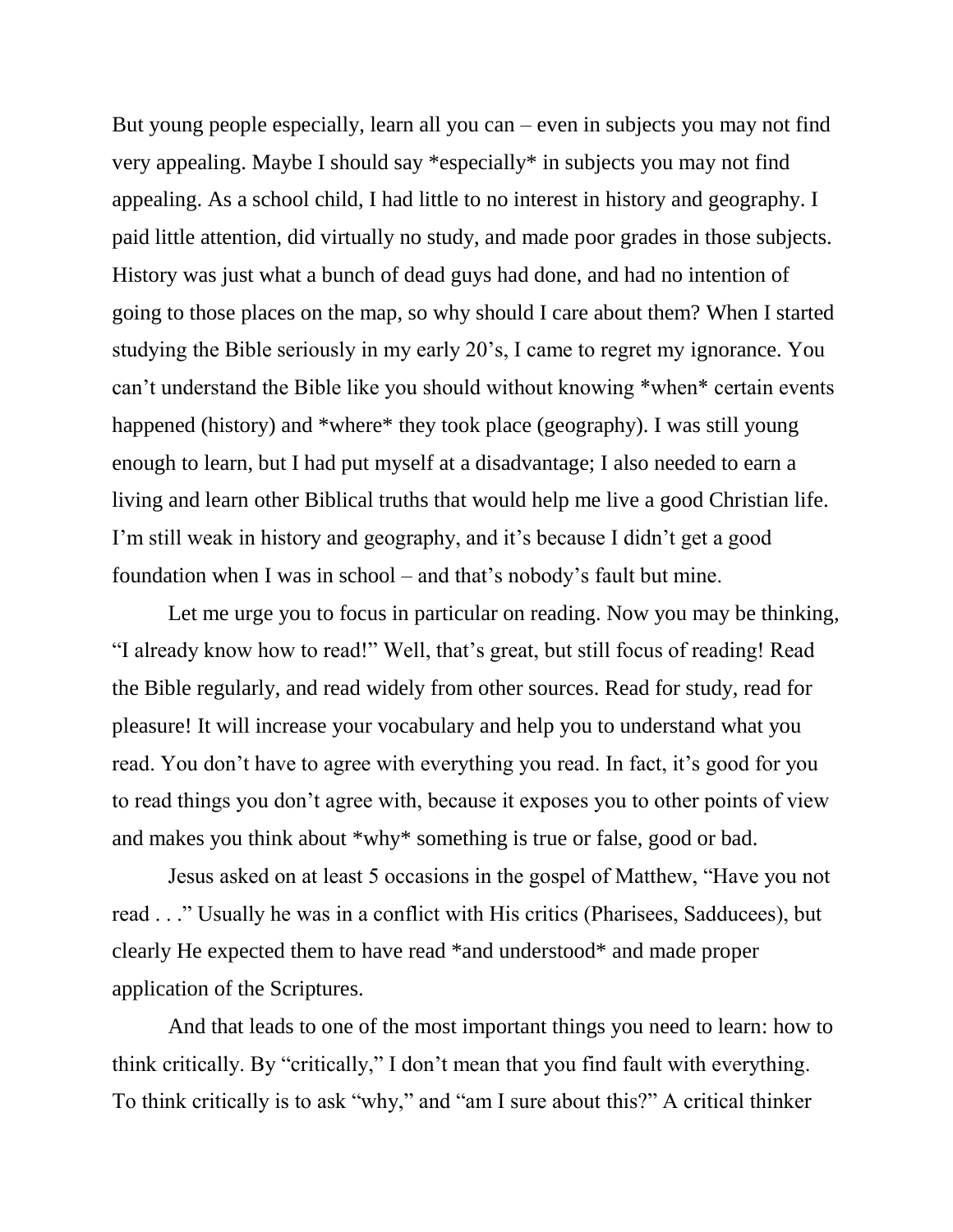But young people especially, learn all you can – even in subjects you may not find very appealing. Maybe I should say *especially* in subjects you may not find appealing. As a school child, I had little to no interest in history and geography. I paid little attention, did virtually no study, and made poor grades in those subjects. History was just what a bunch of dead guys had done, and had no intention of going to those places on the map, so why should I care about them? When I started studying the Bible seriously in my early 20's, I came to regret my ignorance. You can't understand the Bible like you should without knowing *when* certain events happened (history) and *where* they took place (geography). I was still young enough to learn, but I had put myself at a disadvantage; I also needed to earn a living and learn other Biblical truths that would help me live a good Christian life. I'm still weak in history and geography, and it's because I didn't get a good foundation when I was in school – and that's nobody's fault but mine.

Let me urge you to focus in particular on reading. Now you may be thinking, "I already know how to read!" Well, that's great, but still focus of reading! Read the Bible regularly, and read widely from other sources. Read for study, read for pleasure! It will increase your vocabulary and help you to understand what you read. You don't have to agree with everything you read. In fact, it's good for you to read things you don't agree with, because it exposes you to other points of view and makes you think about *why* something is true or false, good or bad.

Jesus asked on at least 5 occasions in the gospel of Matthew, "Have you not read . . ." Usually he was in a conflict with His critics (Pharisees, Sadducees), but clearly He expected them to have read *and understood* and made proper application of the Scriptures.

And that leads to one of the most important things you need to learn: how to think critically. By "critically," I don't mean that you find fault with everything. To think critically is to ask "why," and "am I sure about this?" A critical thinker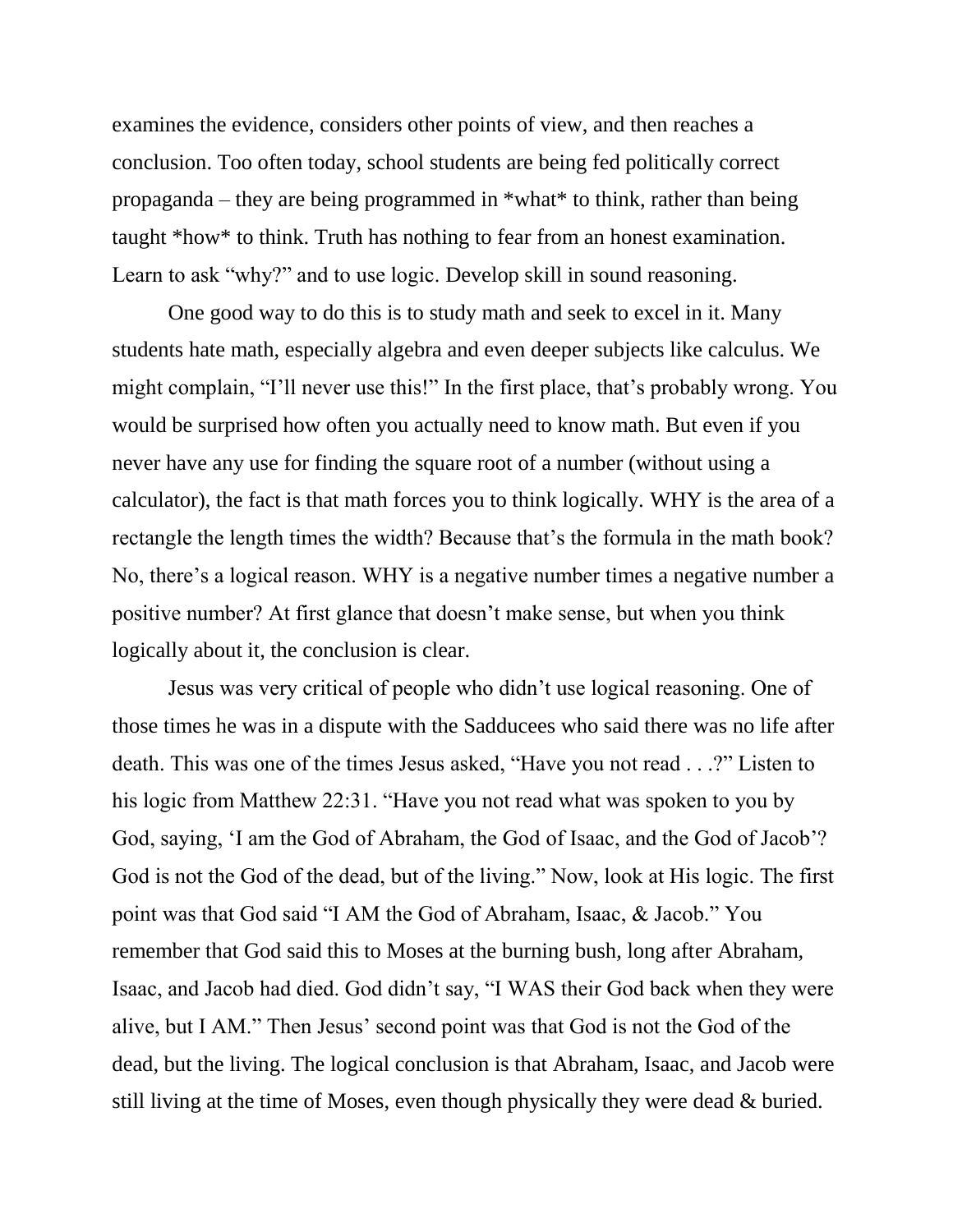examines the evidence, considers other points of view, and then reaches a conclusion. Too often today, school students are being fed politically correct propaganda – they are being programmed in *what* to think, rather than being taught *how* to think. Truth has nothing to fear from an honest examination. Learn to ask "why?" and to use logic. Develop skill in sound reasoning.

One good way to do this is to study math and seek to excel in it. Many students hate math, especially algebra and even deeper subjects like calculus. We might complain, "I'll never use this!" In the first place, that's probably wrong. You would be surprised how often you actually need to know math. But even if you never have any use for finding the square root of a number (without using a calculator), the fact is that math forces you to think logically. WHY is the area of a rectangle the length times the width? Because that's the formula in the math book? No, there's a logical reason. WHY is a negative number times a negative number a positive number? At first glance that doesn't make sense, but when you think logically about it, the conclusion is clear.

Jesus was very critical of people who didn't use logical reasoning. One of those times he was in a dispute with the Sadducees who said there was no life after death. This was one of the times Jesus asked, "Have you not read . . .?" Listen to his logic from Matthew 22:31. "Have you not read what was spoken to you by God, saying, 'I am the God of Abraham, the God of Isaac, and the God of Jacob'? God is not the God of the dead, but of the living." Now, look at His logic. The first point was that God said "I AM the God of Abraham, Isaac, & Jacob." You remember that God said this to Moses at the burning bush, long after Abraham, Isaac, and Jacob had died. God didn't say, "I WAS their God back when they were alive, but I AM." Then Jesus' second point was that God is not the God of the dead, but the living. The logical conclusion is that Abraham, Isaac, and Jacob were still living at the time of Moses, even though physically they were dead & buried.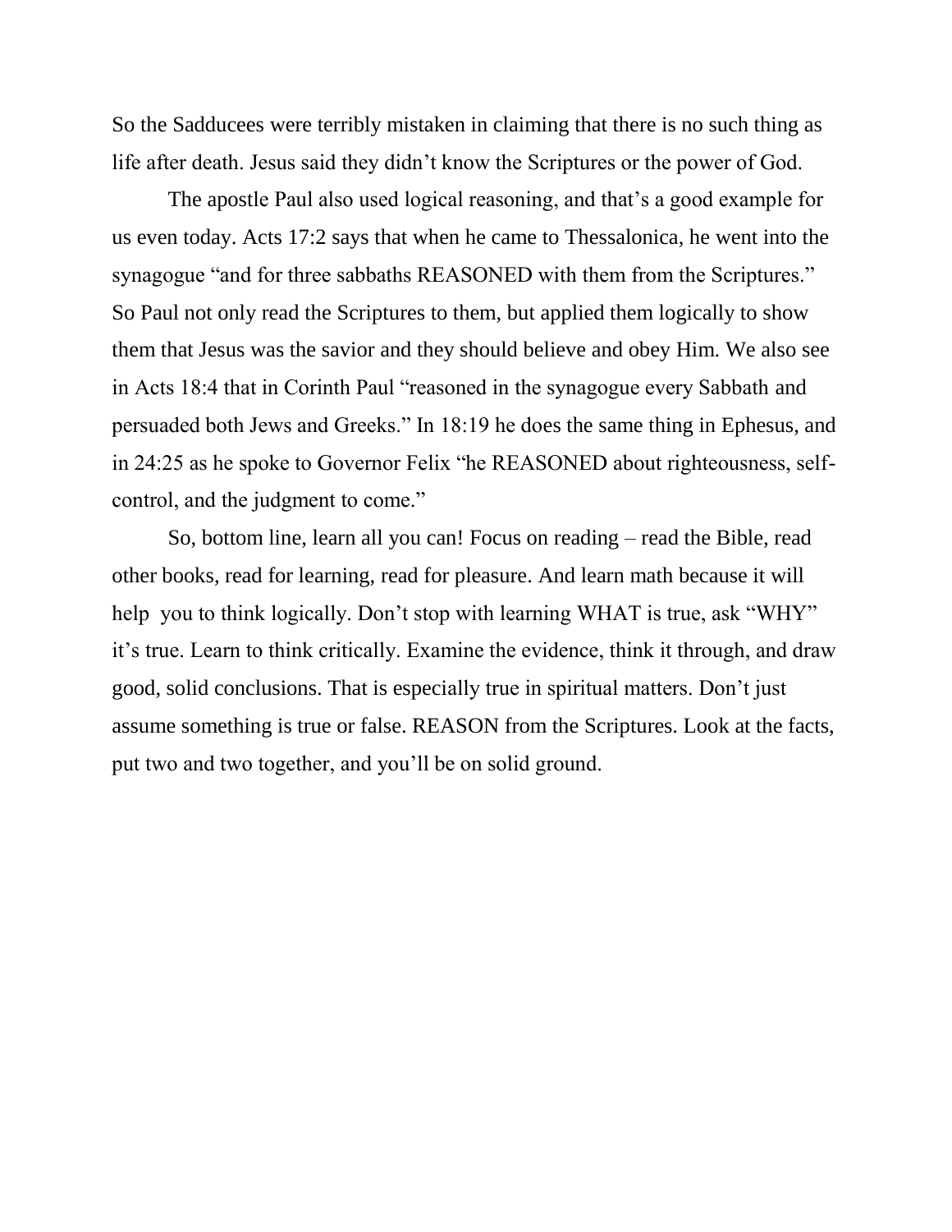So the Sadducees were terribly mistaken in claiming that there is no such thing as life after death. Jesus said they didn't know the Scriptures or the power of God.

The apostle Paul also used logical reasoning, and that's a good example for us even today. Acts 17:2 says that when he came to Thessalonica, he went into the synagogue "and for three sabbaths REASONED with them from the Scriptures." So Paul not only read the Scriptures to them, but applied them logically to show them that Jesus was the savior and they should believe and obey Him. We also see in Acts 18:4 that in Corinth Paul "reasoned in the synagogue every Sabbath and persuaded both Jews and Greeks." In 18:19 he does the same thing in Ephesus, and in 24:25 as he spoke to Governor Felix "he REASONED about righteousness, self-control, and the judgment to come."

So, bottom line, learn all you can! Focus on reading – read the Bible, read other books, read for learning, read for pleasure. And learn math because it will help you to think logically. Don't stop with learning WHAT is true, ask "WHY" it's true. Learn to think critically. Examine the evidence, think it through, and draw good, solid conclusions. That is especially true in spiritual matters. Don't just assume something is true or false. REASON from the Scriptures. Look at the facts, put two and two together, and you'll be on solid ground.